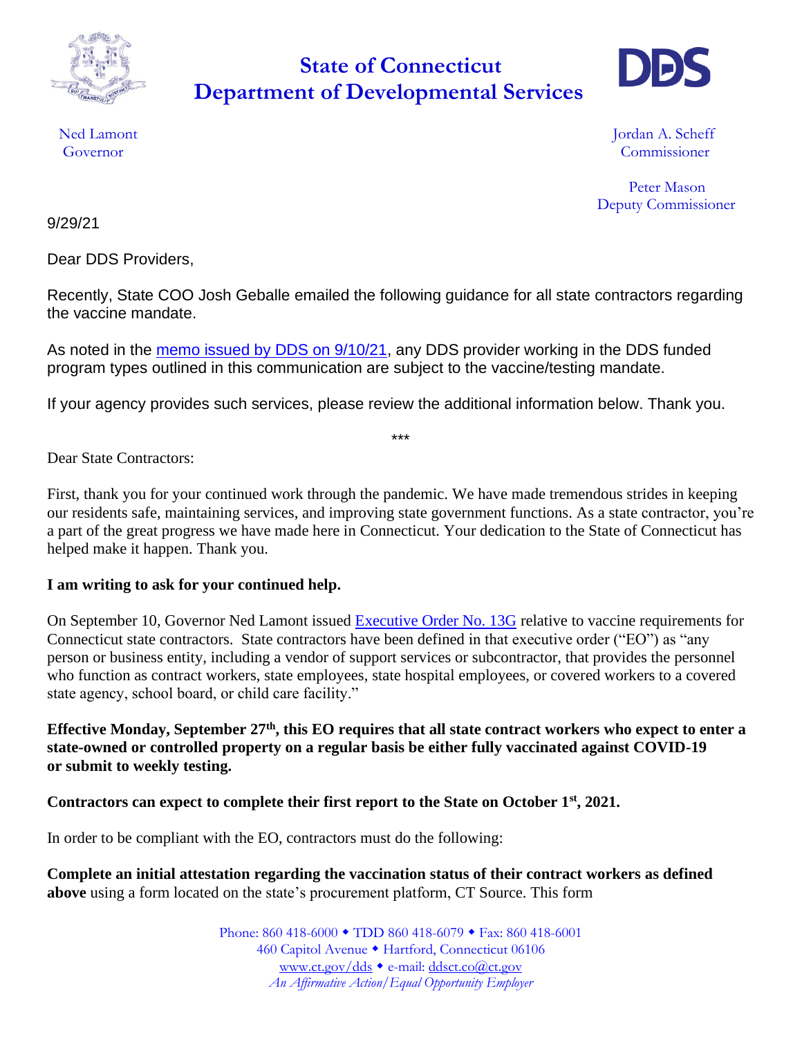# State of Connecticut
# Department of Developmental Services

DDS

Ned Lamont
Governor

Jordan A. Scheff
Commissioner

Peter Mason
Deputy Commissioner

9/29/21

Dear DDS Providers,

Recently, State COO Josh Geballe emailed the following guidance for all state contractors regarding the vaccine mandate.

As noted in the memo issued by DDS on 9/10/21, any DDS provider working in the DDS funded program types outlined in this communication are subject to the vaccine/testing mandate.

If your agency provides such services, please review the additional information below. Thank you.

***

Dear State Contractors:

First, thank you for your continued work through the pandemic. We have made tremendous strides in keeping our residents safe, maintaining services, and improving state government functions. As a state contractor, you're a part of the great progress we have made here in Connecticut. Your dedication to the State of Connecticut has helped make it happen. Thank you.

**I am writing to ask for your continued help.**

On September 10, Governor Ned Lamont issued Executive Order No. 13G relative to vaccine requirements for Connecticut state contractors. State contractors have been defined in that executive order ("EO") as "any person or business entity, including a vendor of support services or subcontractor, that provides the personnel who function as contract workers, state employees, state hospital employees, or covered workers to a covered state agency, school board, or child care facility."

**Effective Monday, September 27th, this EO requires that all state contract workers who expect to enter a state-owned or controlled property on a regular basis be either fully vaccinated against COVID-19 or submit to weekly testing.**

**Contractors can expect to complete their first report to the State on October 1st, 2021.**

In order to be compliant with the EO, contractors must do the following:

**Complete an initial attestation regarding the vaccination status of their contract workers as defined above** using a form located on the state's procurement platform, CT Source. This form

Phone: 860 418-6000 ◆ TDD 860 418-6079 ◆ Fax: 860 418-6001
460 Capitol Avenue ◆ Hartford, Connecticut 06106
www.ct.gov/dds ◆ e-mail: ddsct.co@ct.gov
*An Affirmative Action/Equal Opportunity Employer*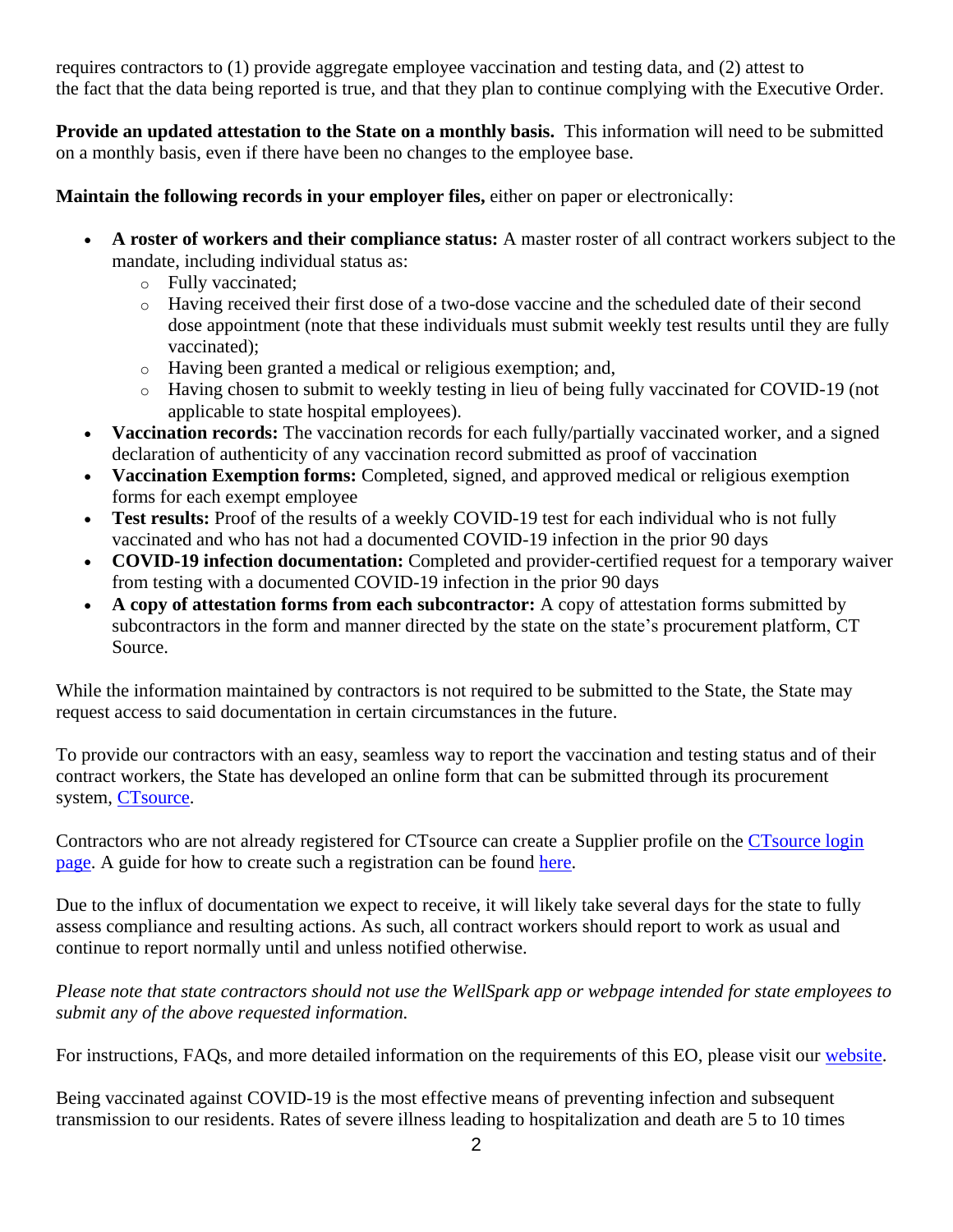requires contractors to (1) provide aggregate employee vaccination and testing data, and (2) attest to the fact that the data being reported is true, and that they plan to continue complying with the Executive Order.

**Provide an updated attestation to the State on a monthly basis.** This information will need to be submitted on a monthly basis, even if there have been no changes to the employee base.

**Maintain the following records in your employer files,** either on paper or electronically:

- **A roster of workers and their compliance status:** A master roster of all contract workers subject to the mandate, including individual status as:
  - Fully vaccinated;
  - Having received their first dose of a two-dose vaccine and the scheduled date of their second dose appointment (note that these individuals must submit weekly test results until they are fully vaccinated);
  - Having been granted a medical or religious exemption; and,
  - Having chosen to submit to weekly testing in lieu of being fully vaccinated for COVID-19 (not applicable to state hospital employees).
- **Vaccination records:** The vaccination records for each fully/partially vaccinated worker, and a signed declaration of authenticity of any vaccination record submitted as proof of vaccination
- **Vaccination Exemption forms:** Completed, signed, and approved medical or religious exemption forms for each exempt employee
- **Test results:** Proof of the results of a weekly COVID-19 test for each individual who is not fully vaccinated and who has not had a documented COVID-19 infection in the prior 90 days
- **COVID-19 infection documentation:** Completed and provider-certified request for a temporary waiver from testing with a documented COVID-19 infection in the prior 90 days
- **A copy of attestation forms from each subcontractor:** A copy of attestation forms submitted by subcontractors in the form and manner directed by the state on the state's procurement platform, CT Source.

While the information maintained by contractors is not required to be submitted to the State, the State may request access to said documentation in certain circumstances in the future.

To provide our contractors with an easy, seamless way to report the vaccination and testing status and of their contract workers, the State has developed an online form that can be submitted through its procurement system, CTsource.

Contractors who are not already registered for CTsource can create a Supplier profile on the CTsource login page. A guide for how to create such a registration can be found here.

Due to the influx of documentation we expect to receive, it will likely take several days for the state to fully assess compliance and resulting actions. As such, all contract workers should report to work as usual and continue to report normally until and unless notified otherwise.

*Please note that state contractors should not use the WellSpark app or webpage intended for state employees to submit any of the above requested information.*

For instructions, FAQs, and more detailed information on the requirements of this EO, please visit our website.

Being vaccinated against COVID-19 is the most effective means of preventing infection and subsequent transmission to our residents. Rates of severe illness leading to hospitalization and death are 5 to 10 times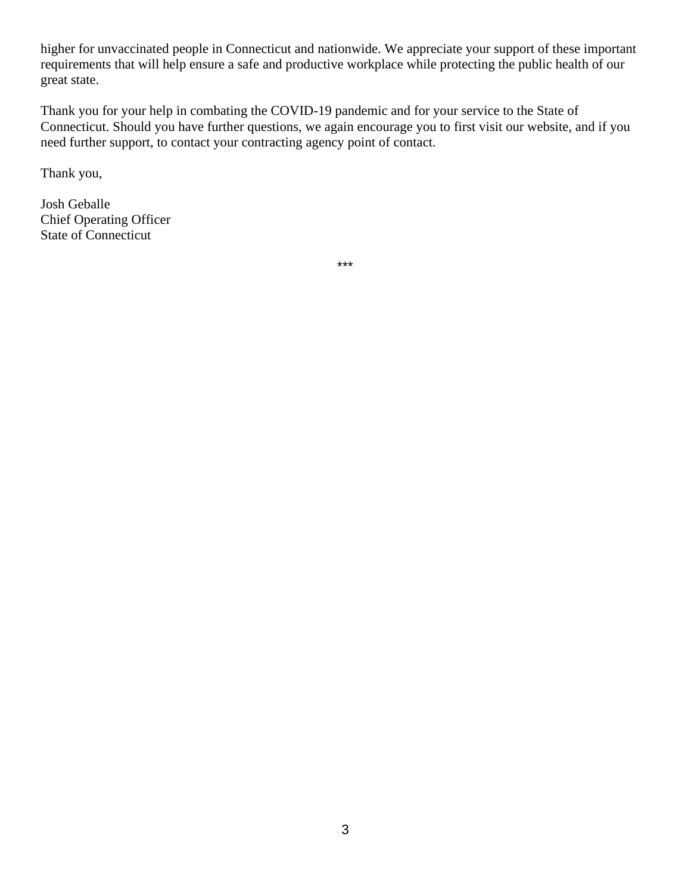higher for unvaccinated people in Connecticut and nationwide. We appreciate your support of these important requirements that will help ensure a safe and productive workplace while protecting the public health of our great state.

Thank you for your help in combating the COVID-19 pandemic and for your service to the State of Connecticut. Should you have further questions, we again encourage you to first visit our website, and if you need further support, to contact your contracting agency point of contact.

Thank you,

Josh Geballe
Chief Operating Officer
State of Connecticut

***